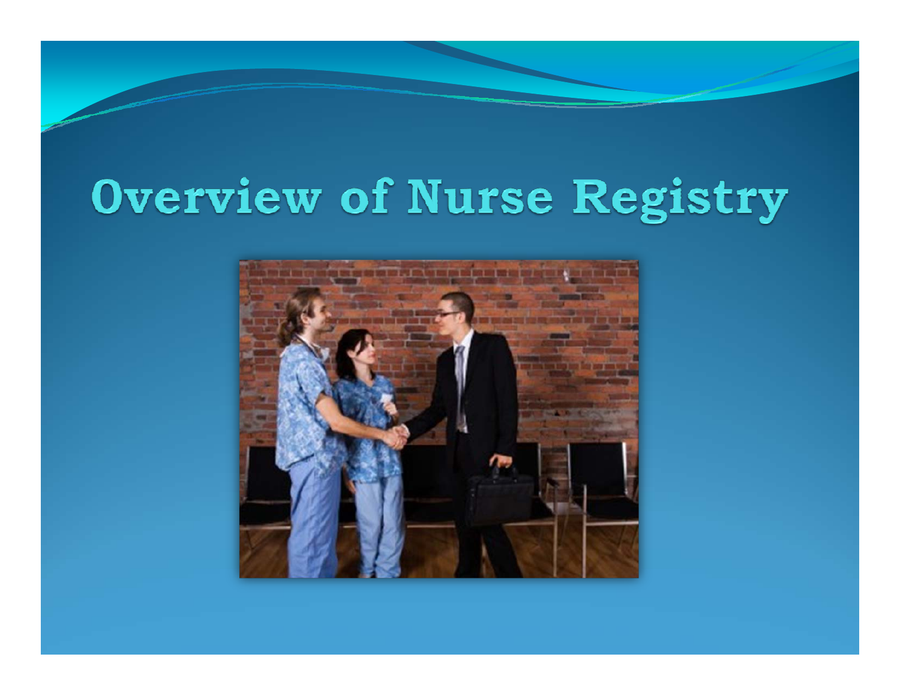# Overview of Nurse Registry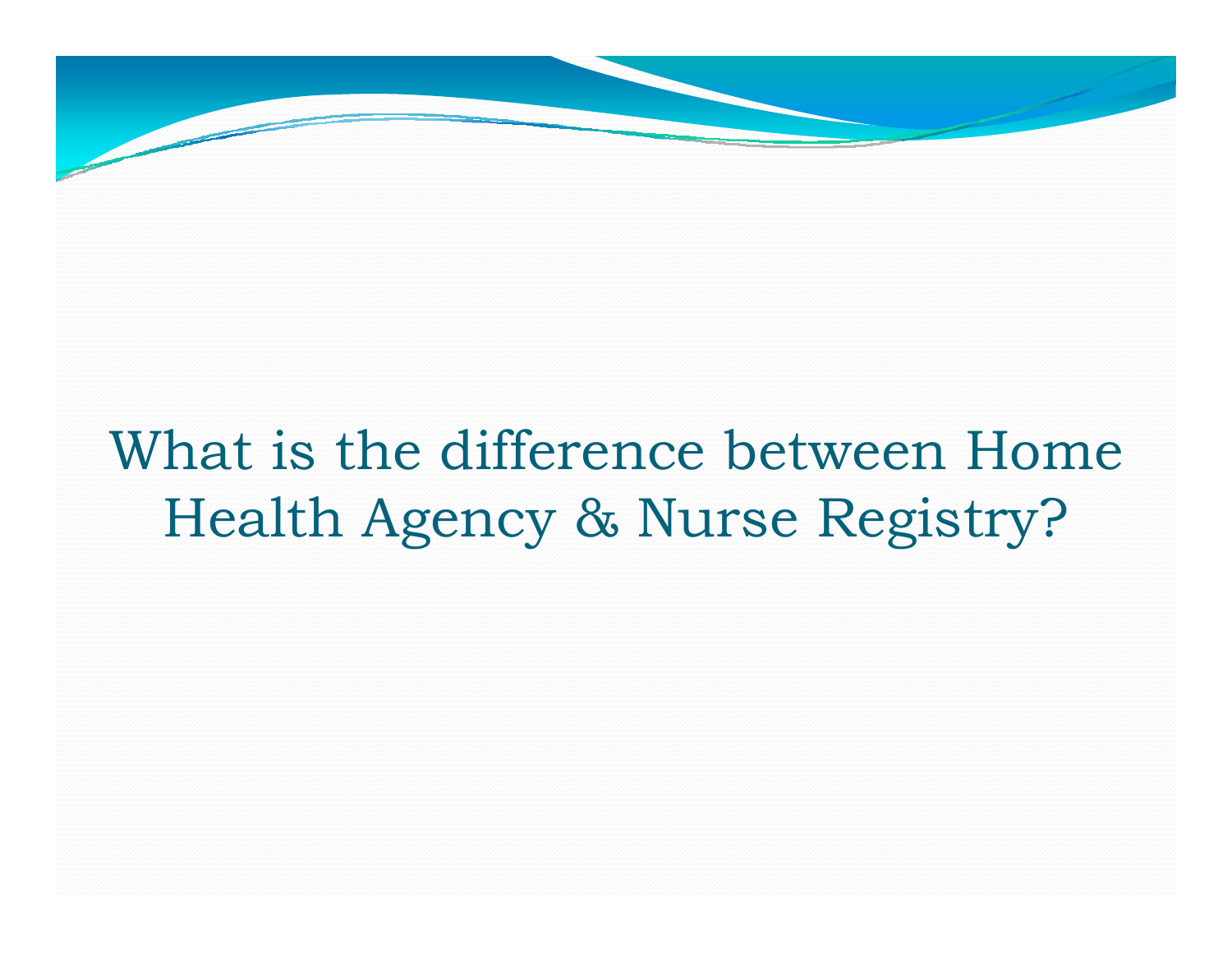# What is the difference between Home Health Agency & Nurse Registry?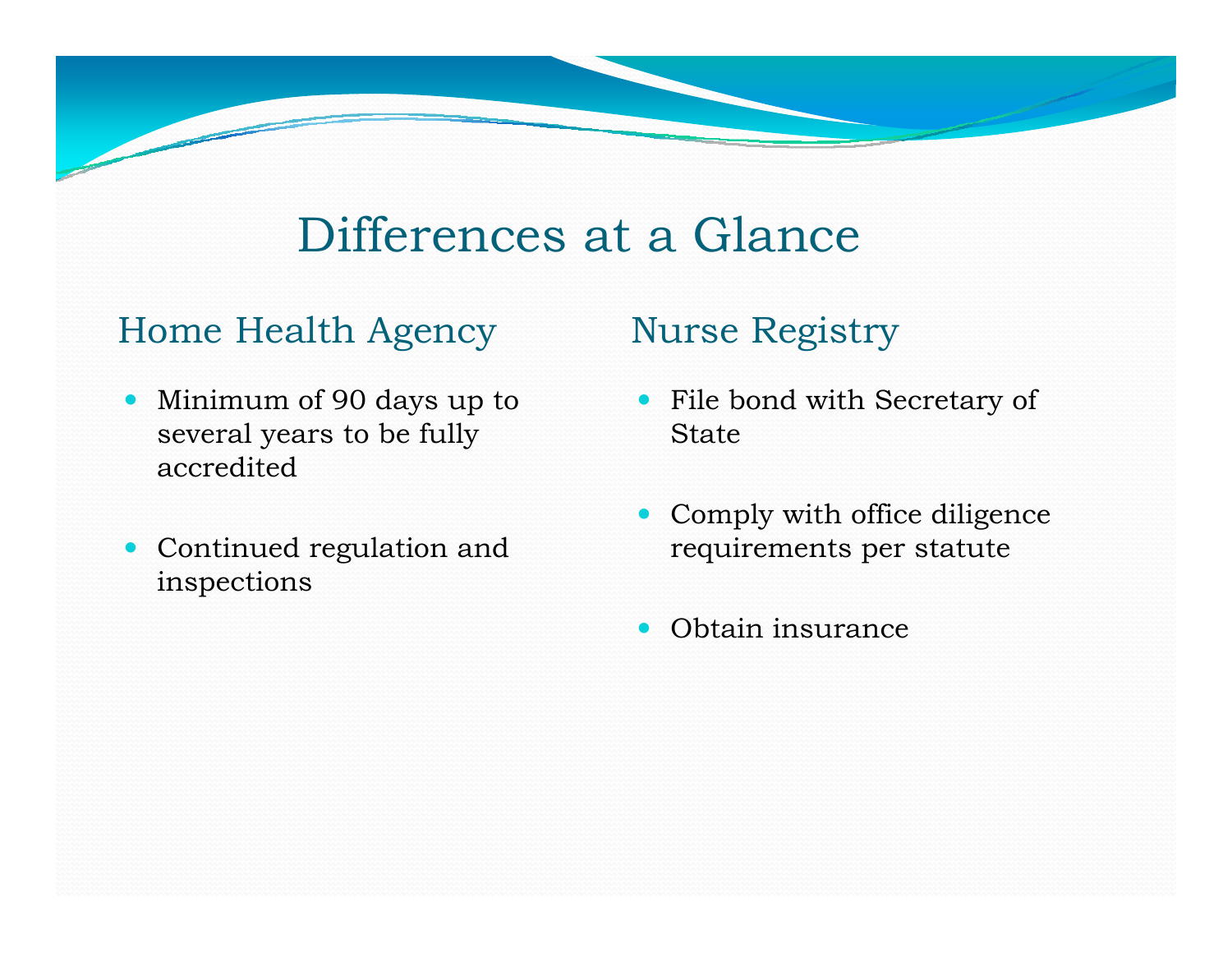# Differences at a Glance

## Home Health Agency

- Minimum of 90 days up to several years to be fully accredited
- Continued regulation and inspections

## Nurse Registry

- File bond with Secretary of State
- Comply with office diligence requirements per statute
- Obtain insurance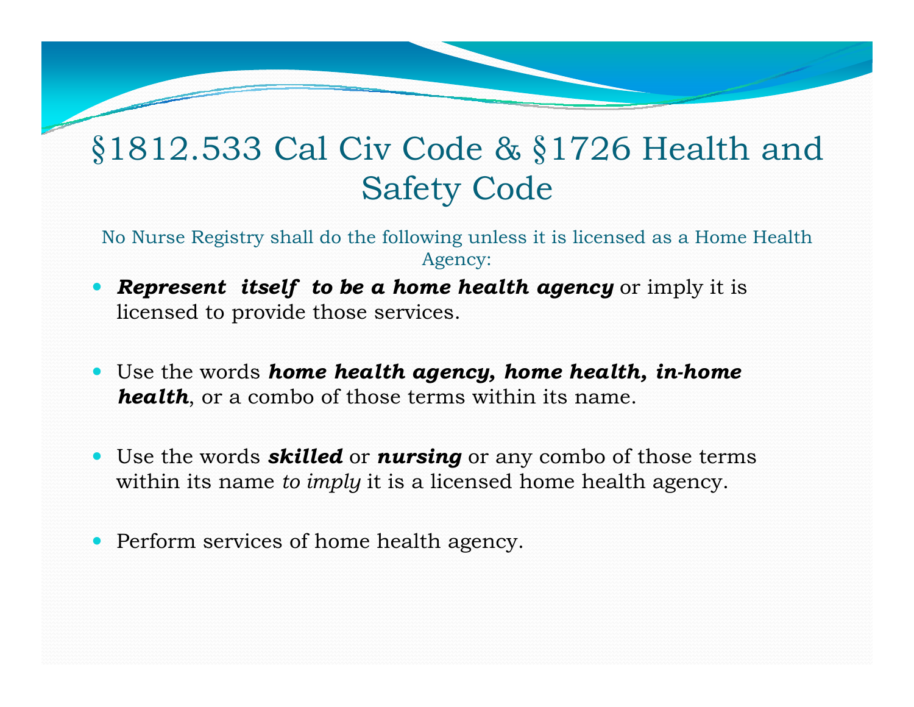# §1812.533 Cal Civ Code & §1726 Health and Safety Code

No Nurse Registry shall do the following unless it is licensed as a Home Health Agency:

- ***Represent itself to be a home health agency*** or imply it is licensed to provide those services.
- Use the words ***home health agency, home health, in-home health***, or a combo of those terms within its name.
- Use the words ***skilled*** or ***nursing*** or any combo of those terms within its name *to imply* it is a licensed home health agency.
- Perform services of home health agency.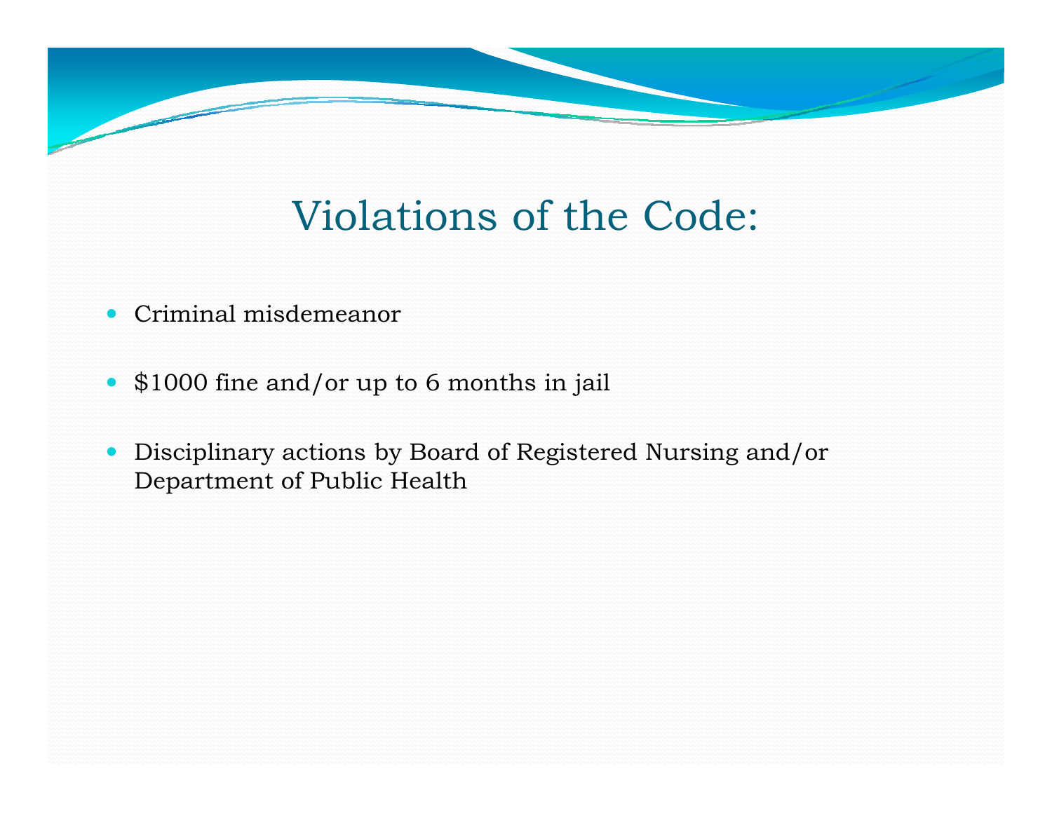# Violations of the Code:

- Criminal misdemeanor
- $1000 fine and/or up to 6 months in jail
- Disciplinary actions by Board of Registered Nursing and/or Department of Public Health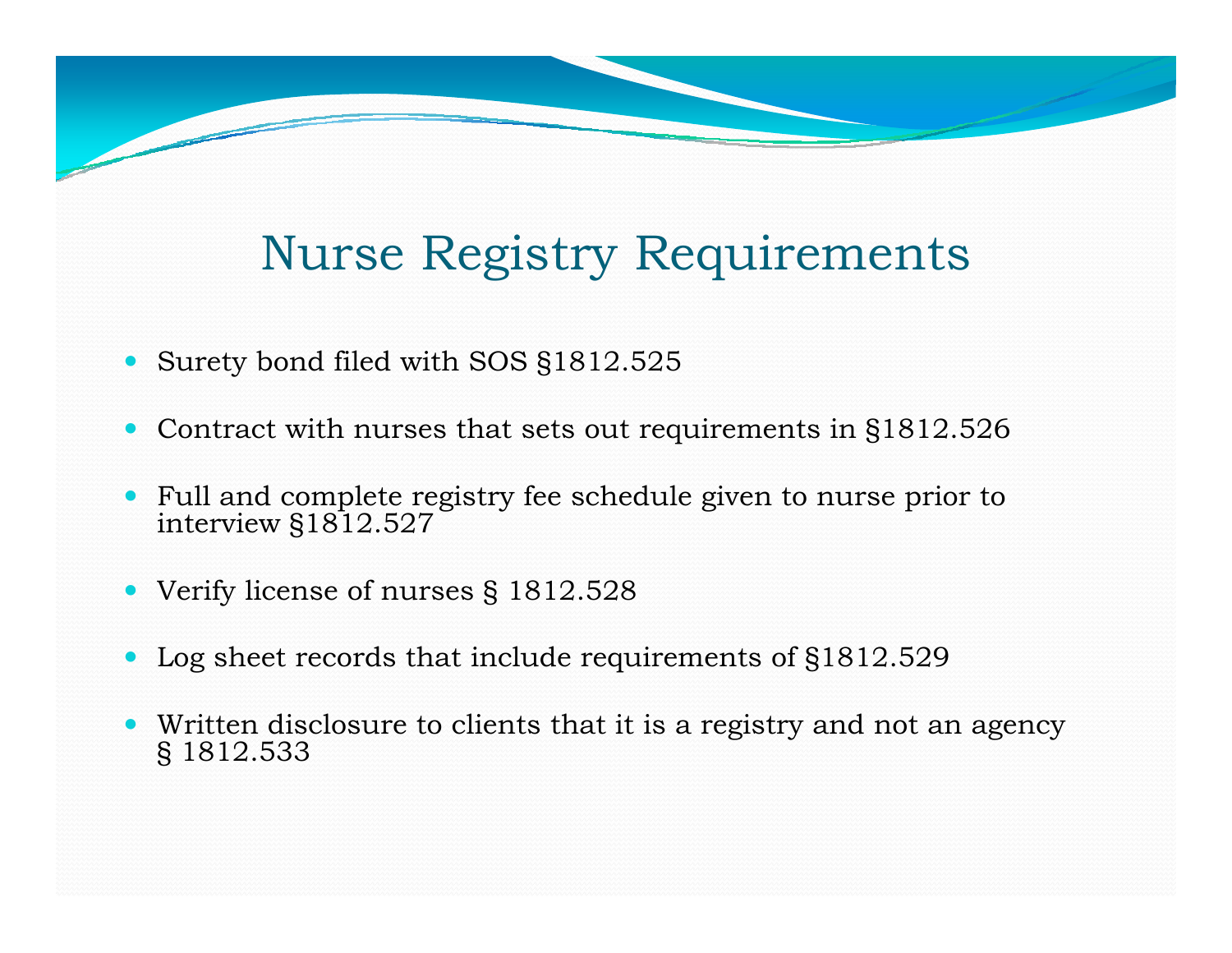# Nurse Registry Requirements

- Surety bond filed with SOS §1812.525
- Contract with nurses that sets out requirements in §1812.526
- Full and complete registry fee schedule given to nurse prior to interview §1812.527
- Verify license of nurses § 1812.528
- Log sheet records that include requirements of §1812.529
- Written disclosure to clients that it is a registry and not an agency § 1812.533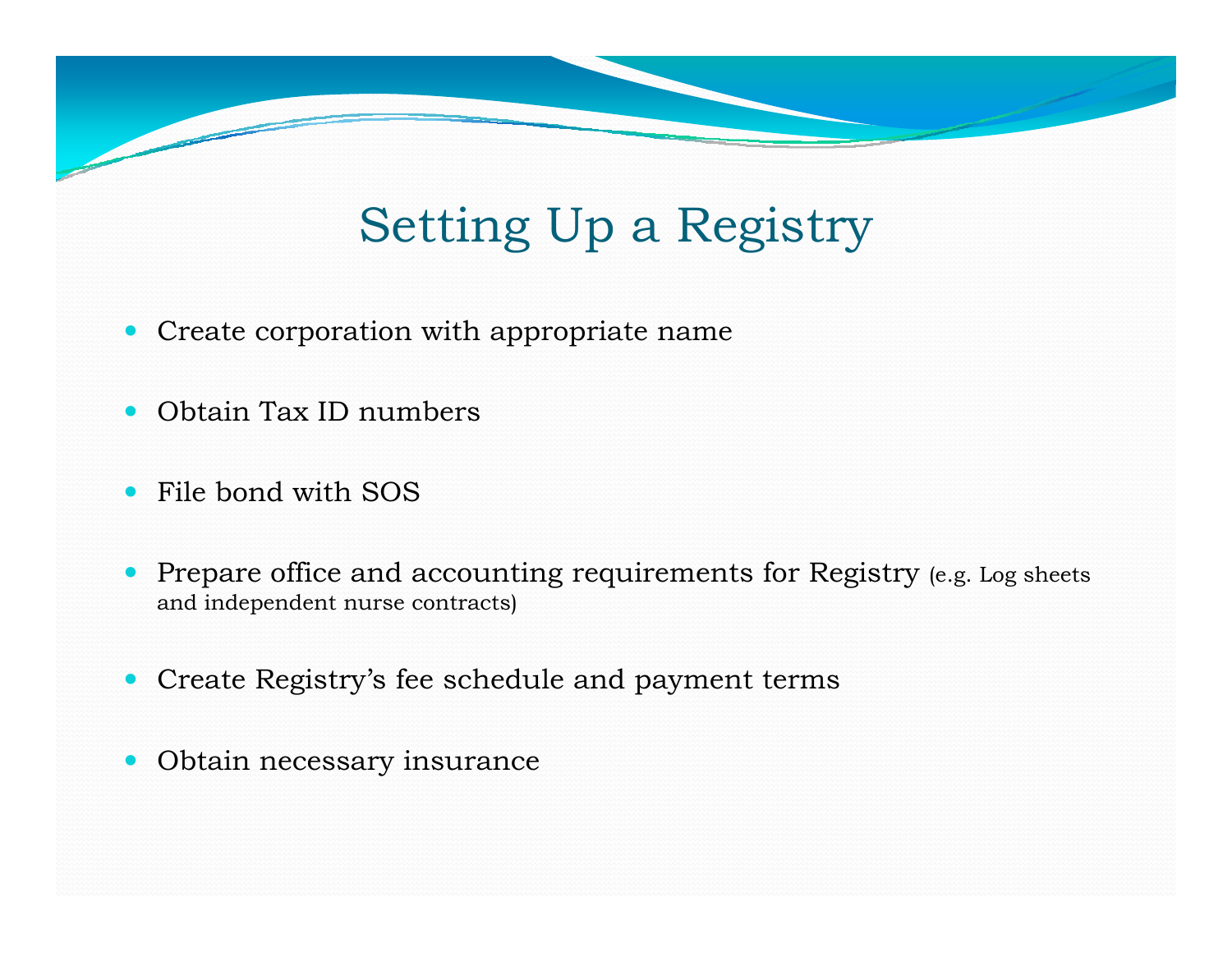# Setting Up a Registry

- Create corporation with appropriate name
- Obtain Tax ID numbers
- File bond with SOS
- Prepare office and accounting requirements for Registry (e.g. Log sheets and independent nurse contracts)
- Create Registry's fee schedule and payment terms
- Obtain necessary insurance